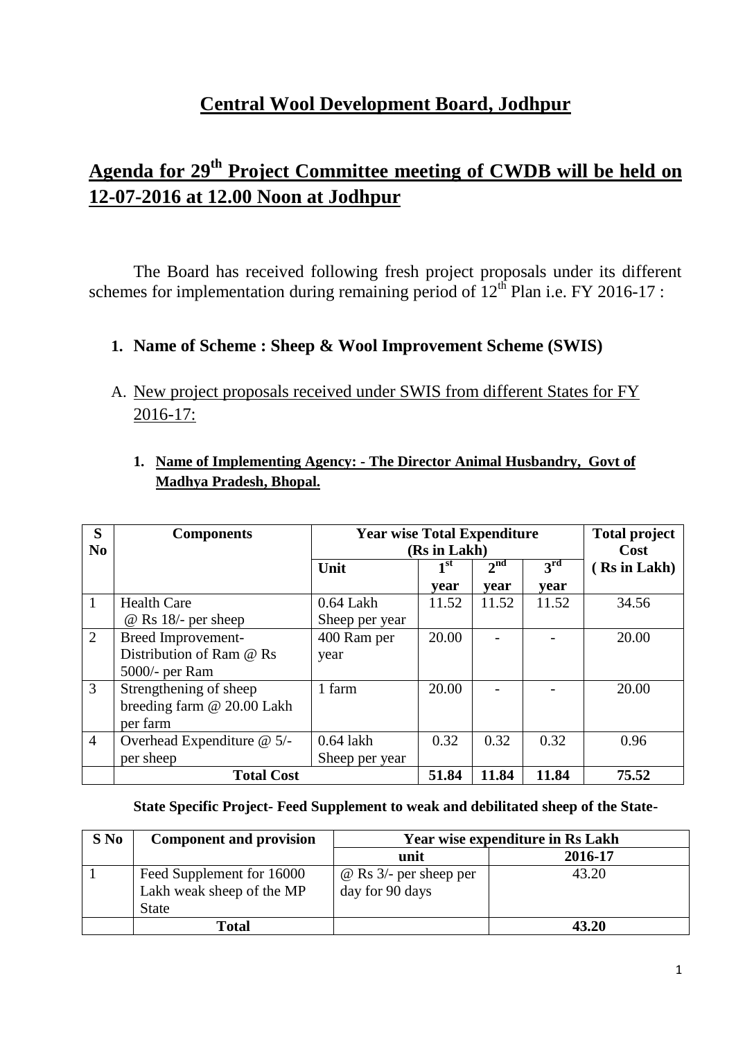# Central Wool Development Board, Jodhpur

## Agenda for 29th Project Committee meeting of CWDB will be held on 12-07-2016 at 12.00 Noon at Jodhpur

The Board has received following fresh project proposals under its different schemes for implementation during remaining period of 12th Plan i.e. FY 2016-17 :

1. **Name of Scheme : Sheep & Wool Improvement Scheme (SWIS)**

A. New project proposals received under SWIS from different States for FY 2016-17:

1. **Name of Implementing Agency: - The Director Animal Husbandry, Govt of Madhya Pradesh, Bhopal.**

| S No | Components | Year wise Total Expenditure (Rs in Lakh) | | | | Total project Cost |
|---|---|---|---|---|---|---|
| | | Unit | 1st year | 2nd year | 3rd year | ( Rs in Lakh) |
| 1 | Health Care @ Rs 18/- per sheep | 0.64 Lakh Sheep per year | 11.52 | 11.52 | 11.52 | 34.56 |
| 2 | Breed Improvement- Distribution of Ram @ Rs 5000/- per Ram | 400 Ram per year | 20.00 | - | - | 20.00 |
| 3 | Strengthening of sheep breeding farm @ 20.00 Lakh per farm | 1 farm | 20.00 | - | - | 20.00 |
| 4 | Overhead Expenditure @ 5/- per sheep | 0.64 lakh Sheep per year | 0.32 | 0.32 | 0.32 | 0.96 |
| | **Total Cost** | | **51.84** | **11.84** | **11.84** | **75.52** |

**State Specific Project- Feed Supplement to weak and debilitated sheep of the State-**

| S No | Component and provision | Year wise expenditure in Rs Lakh | |
|---|---|---|---|
| | | unit | 2016-17 |
| 1 | Feed Supplement for 16000 Lakh weak sheep of the MP State | @ Rs 3/- per sheep per day for 90 days | 43.20 |
| | **Total** | | **43.20** |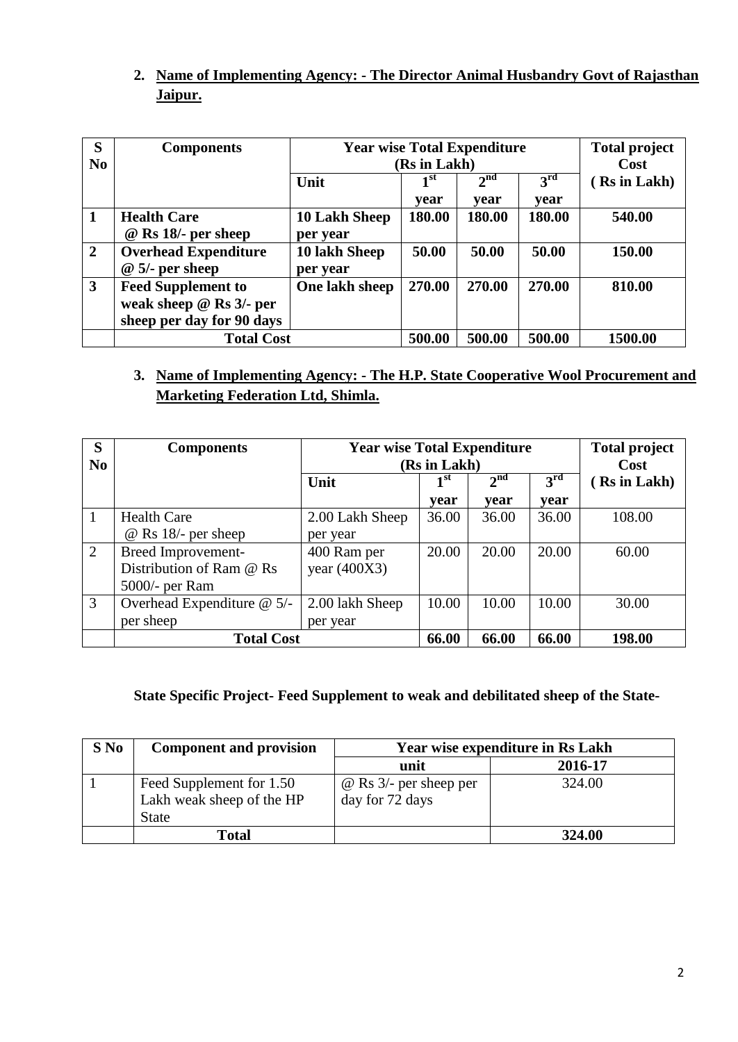2. **Name of Implementing Agency: - The Director Animal Husbandry Govt of Rajasthan Jaipur.**

| S No | Components | Year wise Total Expenditure (Rs in Lakh) | | | | Total project Cost |
|---|---|---|---|---|---|---|
| | | Unit | 1st year | 2nd year | 3rd year | ( Rs in Lakh) |
| **1** | **Health Care @ Rs 18/- per sheep** | **10 Lakh Sheep per year** | **180.00** | **180.00** | **180.00** | **540.00** |
| **2** | **Overhead Expenditure @ 5/- per sheep** | **10 lakh Sheep per year** | **50.00** | **50.00** | **50.00** | **150.00** |
| **3** | **Feed Supplement to weak sheep @ Rs 3/- per sheep per day for 90 days** | **One lakh sheep** | **270.00** | **270.00** | **270.00** | **810.00** |
| | **Total Cost** | | **500.00** | **500.00** | **500.00** | **1500.00** |

3. **Name of Implementing Agency: - The H.P. State Cooperative Wool Procurement and Marketing Federation Ltd, Shimla.**

| S No | Components | Year wise Total Expenditure (Rs in Lakh) | | | | Total project Cost |
|---|---|---|---|---|---|---|
| | | Unit | 1st year | 2nd year | 3rd year | ( Rs in Lakh) |
| 1 | Health Care @ Rs 18/- per sheep | 2.00 Lakh Sheep per year | 36.00 | 36.00 | 36.00 | 108.00 |
| 2 | Breed Improvement- Distribution of Ram @ Rs 5000/- per Ram | 400 Ram per year (400X3) | 20.00 | 20.00 | 20.00 | 60.00 |
| 3 | Overhead Expenditure @ 5/- per sheep | 2.00 lakh Sheep per year | 10.00 | 10.00 | 10.00 | 30.00 |
| | **Total Cost** | | **66.00** | **66.00** | **66.00** | **198.00** |

**State Specific Project- Feed Supplement to weak and debilitated sheep of the State-**

| S No | Component and provision | Year wise expenditure in Rs Lakh | |
|---|---|---|---|
| | | unit | 2016-17 |
| 1 | Feed Supplement for 1.50 Lakh weak sheep of the HP State | @ Rs 3/- per sheep per day for 72 days | 324.00 |
| | **Total** | | **324.00** |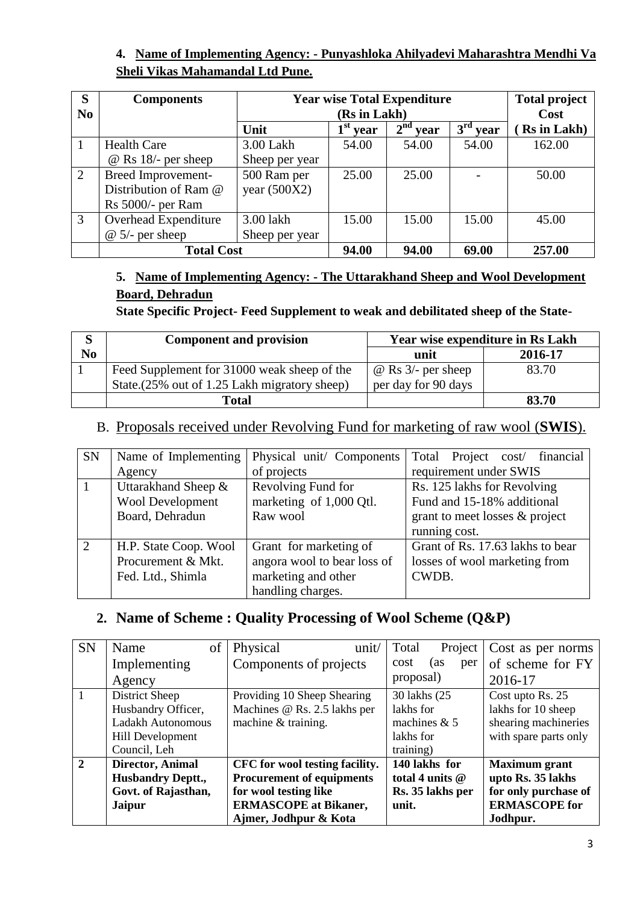**4. Name of Implementing Agency: - Punyashloka Ahilyadevi Maharashtra Mendhi Va Sheli Vikas Mahamandal Ltd Pune.**

| S No | Components | Year wise Total Expenditure (Rs in Lakh) | | | | Total project Cost |
|---|---|---|---|---|---|---|
| | | Unit | 1st year | 2nd year | 3rd year | ( Rs in Lakh) |
| 1 | Health Care @ Rs 18/- per sheep | 3.00 Lakh Sheep per year | 54.00 | 54.00 | 54.00 | 162.00 |
| 2 | Breed Improvement- Distribution of Ram @ Rs 5000/- per Ram | 500 Ram per year (500X2) | 25.00 | 25.00 | - | 50.00 |
| 3 | Overhead Expenditure @ 5/- per sheep | 3.00 lakh Sheep per year | 15.00 | 15.00 | 15.00 | 45.00 |
| | **Total Cost** | | **94.00** | **94.00** | **69.00** | **257.00** |

**5. Name of Implementing Agency: - The Uttarakhand Sheep and Wool Development Board, Dehradun**

**State Specific Project- Feed Supplement to weak and debilitated sheep of the State-**

| S No | Component and provision | Year wise expenditure in Rs Lakh | |
|---|---|---|---|
| | | unit | 2016-17 |
| 1 | Feed Supplement for 31000 weak sheep of the State.(25% out of 1.25 Lakh migratory sheep) | @ Rs 3/- per sheep per day for 90 days | 83.70 |
| | **Total** | | **83.70** |

B. Proposals received under Revolving Fund for marketing of raw wool (**SWIS**).

| SN | Name of Implementing Agency | Physical unit/ Components of projects | Total Project cost/ financial requirement under SWIS |
|---|---|---|---|
| 1 | Uttarakhand Sheep & Wool Development Board, Dehradun | Revolving Fund for marketing of 1,000 Qtl. Raw wool | Rs. 125 lakhs for Revolving Fund and 15-18% additional grant to meet losses & project running cost. |
| 2 | H.P. State Coop. Wool Procurement & Mkt. Fed. Ltd., Shimla | Grant for marketing of angora wool to bear loss of marketing and other handling charges. | Grant of Rs. 17.63 lakhs to bear losses of wool marketing from CWDB. |

## 2. Name of Scheme : Quality Processing of Wool Scheme (Q&P)

| SN | Name of Implementing Agency | Physical unit/ Components of projects | Total Project cost (as per proposal) | Cost as per norms of scheme for FY 2016-17 |
|---|---|---|---|---|
| 1 | District Sheep Husbandry Officer, Ladakh Autonomous Hill Development Council, Leh | Providing 10 Sheep Shearing Machines @ Rs. 2.5 lakhs per machine & training. | 30 lakhs (25 lakhs for machines & 5 lakhs for training) | Cost upto Rs. 25 lakhs for 10 sheep shearing machineries with spare parts only |
| **2** | **Director, Animal Husbandry Deptt., Govt. of Rajasthan, Jaipur** | **CFC for wool testing facility. Procurement of equipments for wool testing like ERMASCOPE at Bikaner, Ajmer, Jodhpur & Kota** | **140 lakhs for total 4 units @ Rs. 35 lakhs per unit.** | **Maximum grant upto Rs. 35 lakhs for only purchase of ERMASCOPE for Jodhpur.** |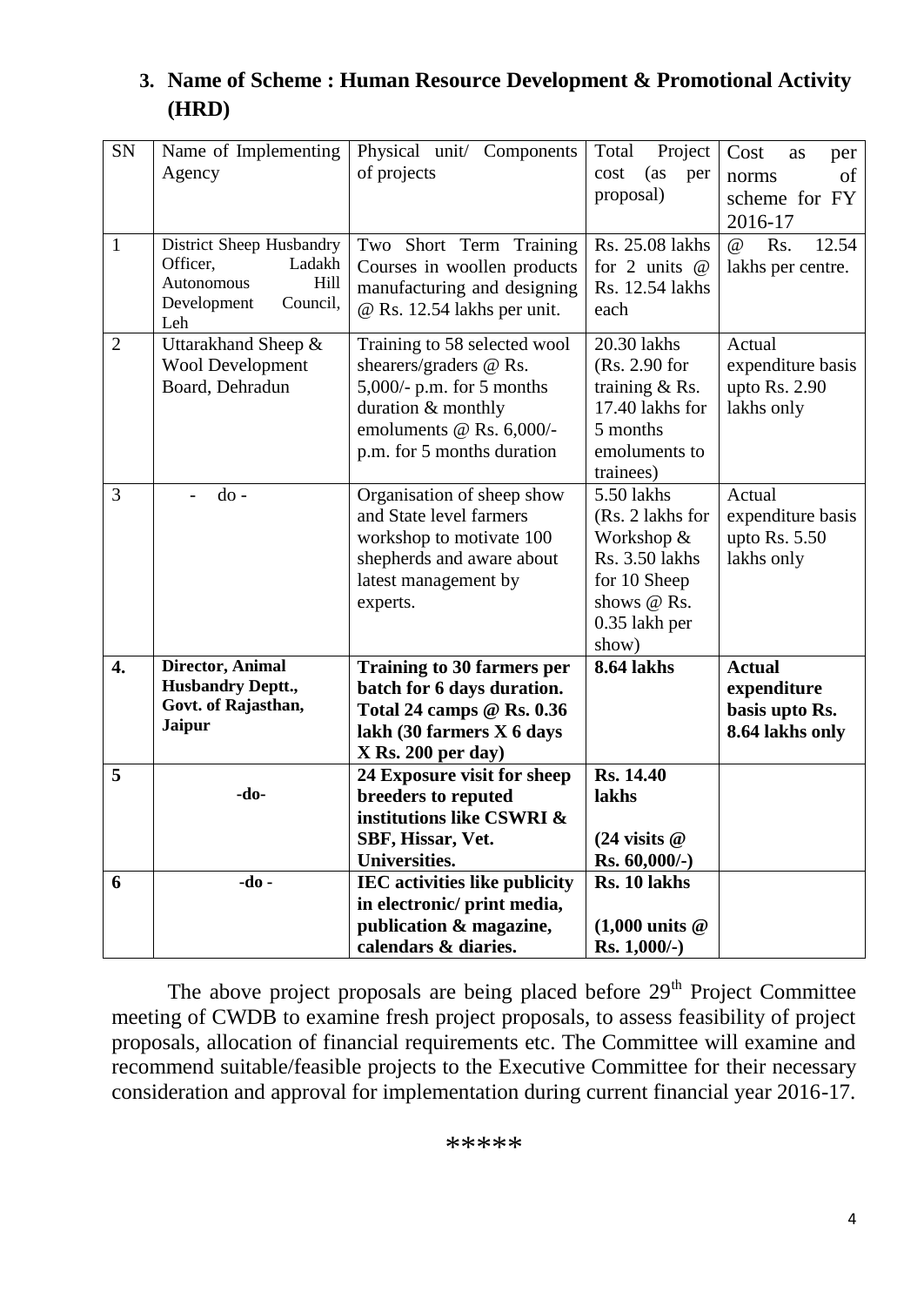## 3. Name of Scheme : Human Resource Development & Promotional Activity (HRD)

| SN | Name of Implementing Agency | Physical unit/ Components of projects | Total Project cost (as per proposal) | Cost as per norms of scheme for FY 2016-17 |
|---|---|---|---|---|
| 1 | District Sheep Husbandry Officer, Ladakh Autonomous Hill Development Council, Leh | Two Short Term Training Courses in woollen products manufacturing and designing @ Rs. 12.54 lakhs per unit. | Rs. 25.08 lakhs for 2 units @ Rs. 12.54 lakhs each | @ Rs. 12.54 lakhs per centre. |
| 2 | Uttarakhand Sheep & Wool Development Board, Dehradun | Training to 58 selected wool shearers/graders @ Rs. 5,000/- p.m. for 5 months duration & monthly emoluments @ Rs. 6,000/- p.m. for 5 months duration | 20.30 lakhs (Rs. 2.90 for training & Rs. 17.40 lakhs for 5 months emoluments to trainees) | Actual expenditure basis upto Rs. 2.90 lakhs only |
| 3 | - do - | Organisation of sheep show and State level farmers workshop to motivate 100 shepherds and aware about latest management by experts. | 5.50 lakhs (Rs. 2 lakhs for Workshop & Rs. 3.50 lakhs for 10 Sheep shows @ Rs. 0.35 lakh per show) | Actual expenditure basis upto Rs. 5.50 lakhs only |
| **4.** | **Director, Animal Husbandry Deptt., Govt. of Rajasthan, Jaipur** | **Training to 30 farmers per batch for 6 days duration. Total 24 camps @ Rs. 0.36 lakh (30 farmers X 6 days X Rs. 200 per day)** | **8.64 lakhs** | **Actual expenditure basis upto Rs. 8.64 lakhs only** |
| **5** | **-do-** | **24 Exposure visit for sheep breeders to reputed institutions like CSWRI & SBF, Hissar, Vet. Universities.** | **Rs. 14.40 lakhs (24 visits @ Rs. 60,000/-)** | |
| **6** | **-do -** | **IEC activities like publicity in electronic/ print media, publication & magazine, calendars & diaries.** | **Rs. 10 lakhs (1,000 units @ Rs. 1,000/-)** | |

The above project proposals are being placed before 29th Project Committee meeting of CWDB to examine fresh project proposals, to assess feasibility of project proposals, allocation of financial requirements etc. The Committee will examine and recommend suitable/feasible projects to the Executive Committee for their necessary consideration and approval for implementation during current financial year 2016-17.

*****